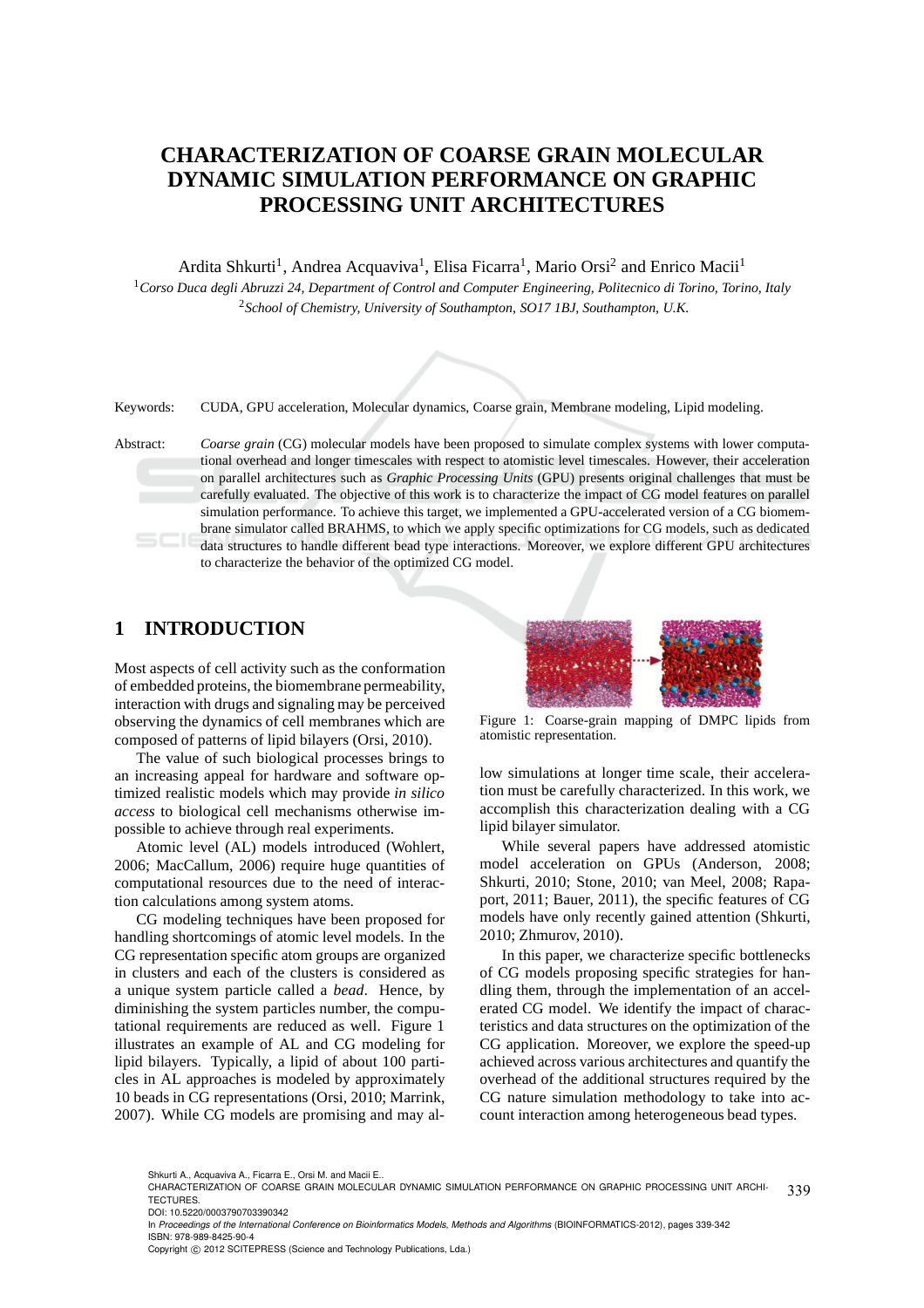# CHARACTERIZATION OF COARSE GRAIN MOLECULAR DYNAMIC SIMULATION PERFORMANCE ON GRAPHIC PROCESSING UNIT ARCHITECTURES

Ardita Shkurti[1], Andrea Acquaviva[1], Elisa Ficarra[1], Mario Orsi[2] and Enrico Macii[1]

[1]*Corso Duca degli Abruzzi 24, Department of Control and Computer Engineering, Politecnico di Torino, Torino, Italy*

[2]*School of Chemistry, University of Southampton, SO17 1BJ, Southampton, U.K.*

Keywords: CUDA, GPU acceleration, Molecular dynamics, Coarse grain, Membrane modeling, Lipid modeling.

Abstract: *Coarse grain* (CG) molecular models have been proposed to simulate complex systems with lower computational overhead and longer timescales with respect to atomistic level timescales. However, their acceleration on parallel architectures such as *Graphic Processing Units* (GPU) presents original challenges that must be carefully evaluated. The objective of this work is to characterize the impact of CG model features on parallel simulation performance. To achieve this target, we implemented a GPU-accelerated version of a CG biomembrane simulator called BRAHMS, to which we apply specific optimizations for CG models, such as dedicated data structures to handle different bead type interactions. Moreover, we explore different GPU architectures to characterize the behavior of the optimized CG model.

## 1 INTRODUCTION

Most aspects of cell activity such as the conformation of embedded proteins, the biomembrane permeability, interaction with drugs and signaling may be perceived observing the dynamics of cell membranes which are composed of patterns of lipid bilayers (Orsi, 2010).

The value of such biological processes brings to an increasing appeal for hardware and software optimized realistic models which may provide *in silico access* to biological cell mechanisms otherwise impossible to achieve through real experiments.

Atomic level (AL) models introduced (Wohlert, 2006; MacCallum, 2006) require huge quantities of computational resources due to the need of interaction calculations among system atoms.

CG modeling techniques have been proposed for handling shortcomings of atomic level models. In the CG representation specific atom groups are organized in clusters and each of the clusters is considered as a unique system particle called a *bead*. Hence, by diminishing the system particles number, the computational requirements are reduced as well. Figure 1 illustrates an example of AL and CG modeling for lipid bilayers. Typically, a lipid of about 100 particles in AL approaches is modeled by approximately 10 beads in CG representations (Orsi, 2010; Marrink, 2007). While CG models are promising and may allow simulations at longer time scale, their acceleration must be carefully characterized. In this work, we accomplish this characterization dealing with a CG lipid bilayer simulator.

Figure 1: Coarse-grain mapping of DMPC lipids from atomistic representation.

While several papers have addressed atomistic model acceleration on GPUs (Anderson, 2008; Shkurti, 2010; Stone, 2010; van Meel, 2008; Rapaport, 2011; Bauer, 2011), the specific features of CG models have only recently gained attention (Shkurti, 2010; Zhmurov, 2010).

In this paper, we characterize specific bottlenecks of CG models proposing specific strategies for handling them, through the implementation of an accelerated CG model. We identify the impact of characteristics and data structures on the optimization of the CG application. Moreover, we explore the speed-up achieved across various architectures and quantify the overhead of the additional structures required by the CG nature simulation methodology to take into account interaction among heterogeneous bead types.

Shkurti A., Acquaviva A., Ficarra E., Orsi M. and Macii E..
CHARACTERIZATION OF COARSE GRAIN MOLECULAR DYNAMIC SIMULATION PERFORMANCE ON GRAPHIC PROCESSING UNIT ARCHITECTURES.
DOI: 10.5220/0003790703390342
In *Proceedings of the International Conference on Bioinformatics Models, Methods and Algorithms* (BIOINFORMATICS-2012), pages 339-342
ISBN: 978-989-8425-90-4
Copyright © 2012 SCITEPRESS (Science and Technology Publications, Lda.)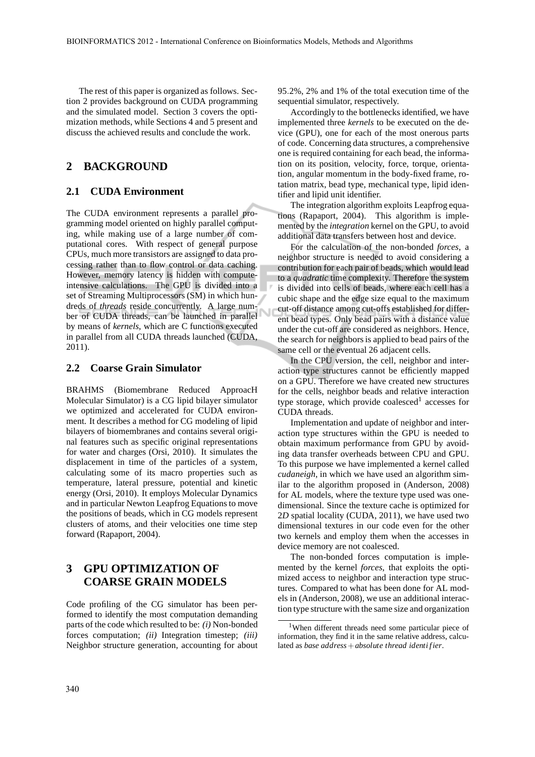The rest of this paper is organized as follows. Section 2 provides background on CUDA programming and the simulated model. Section 3 covers the optimization methods, while Sections 4 and 5 present and discuss the achieved results and conclude the work.

## 2 BACKGROUND

### 2.1 CUDA Environment

The CUDA environment represents a parallel programming model oriented on highly parallel computing, while making use of a large number of computational cores. With respect of general purpose CPUs, much more transistors are assigned to data processing rather than to flow control or data caching. However, memory latency is hidden with compute-intensive calculations. The GPU is divided into a set of Streaming Multiprocessors (SM) in which hundreds of *threads* reside concurrently. A large number of CUDA threads, can be launched in parallel by means of *kernels*, which are C functions executed in parallel from all CUDA threads launched (CUDA, 2011).

### 2.2 Coarse Grain Simulator

BRAHMS (Biomembrane Reduced ApproacH Molecular Simulator) is a CG lipid bilayer simulator we optimized and accelerated for CUDA environment. It describes a method for CG modeling of lipid bilayers of biomembranes and contains several original features such as specific original representations for water and charges (Orsi, 2010). It simulates the displacement in time of the particles of a system, calculating some of its macro properties such as temperature, lateral pressure, potential and kinetic energy (Orsi, 2010). It employs Molecular Dynamics and in particular Newton Leapfrog Equations to move the positions of beads, which in CG models represent clusters of atoms, and their velocities one time step forward (Rapaport, 2004).

## 3 GPU OPTIMIZATION OF COARSE GRAIN MODELS

Code profiling of the CG simulator has been performed to identify the most computation demanding parts of the code which resulted to be: *(i)* Non-bonded forces computation; *(ii)* Integration timestep; *(iii)* Neighbor structure generation, accounting for about 95.2%, 2% and 1% of the total execution time of the sequential simulator, respectively.

Accordingly to the bottlenecks identified, we have implemented three *kernels* to be executed on the device (GPU), one for each of the most onerous parts of code. Concerning data structures, a comprehensive one is required containing for each bead, the information on its position, velocity, force, torque, orientation, angular momentum in the body-fixed frame, rotation matrix, bead type, mechanical type, lipid identifier and lipid unit identifier.

The integration algorithm exploits Leapfrog equations (Rapaport, 2004). This algorithm is implemented by the *integration* kernel on the GPU, to avoid additional data transfers between host and device.

For the calculation of the non-bonded *forces*, a neighbor structure is needed to avoid considering a contribution for each pair of beads, which would lead to a *quadratic* time complexity. Therefore the system is divided into cells of beads, where each cell has a cubic shape and the edge size equal to the maximum cut-off distance among cut-offs established for different bead types. Only bead pairs with a distance value under the cut-off are considered as neighbors. Hence, the search for neighbors is applied to bead pairs of the same cell or the eventual 26 adjacent cells.

In the CPU version, the cell, neighbor and interaction type structures cannot be efficiently mapped on a GPU. Therefore we have created new structures for the cells, neighbor beads and relative interaction type storage, which provide coalesced[1] accesses for CUDA threads.

Implementation and update of neighbor and interaction type structures within the GPU is needed to obtain maximum performance from GPU by avoiding data transfer overheads between CPU and GPU. To this purpose we have implemented a kernel called *cudaneigh*, in which we have used an algorithm similar to the algorithm proposed in (Anderson, 2008) for AL models, where the texture type used was one-dimensional. Since the texture cache is optimized for 2*D* spatial locality (CUDA, 2011), we have used two dimensional textures in our code even for the other two kernels and employ them when the accesses in device memory are not coalesced.

The non-bonded forces computation is implemented by the kernel *forces*, that exploits the optimized access to neighbor and interaction type structures. Compared to what has been done for AL models in (Anderson, 2008), we use an additional interaction type structure with the same size and organization

[1] When different threads need some particular piece of information, they find it in the same relative address, calculated as $base\ address + absolute\ thread\ identifier$.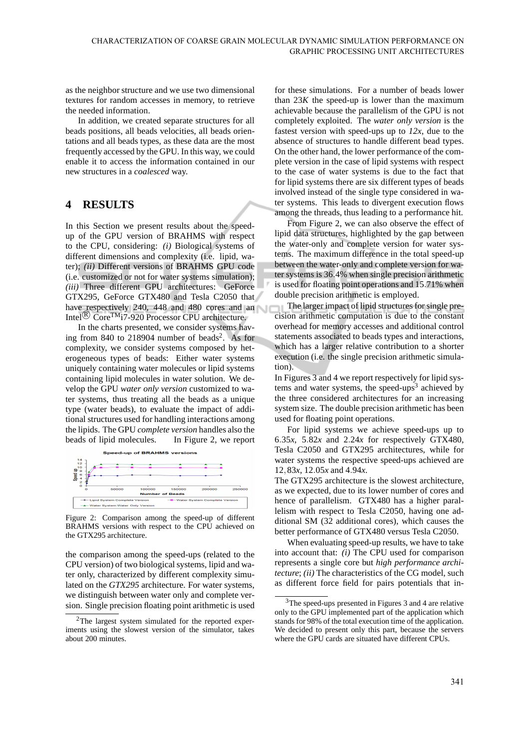as the neighbor structure and we use two dimensional textures for random accesses in memory, to retrieve the needed information.

In addition, we created separate structures for all beads positions, all beads velocities, all beads orientations and all beads types, as these data are the most frequently accessed by the GPU. In this way, we could enable it to access the information contained in our new structures in a *coalesced* way.

## 4 RESULTS

In this Section we present results about the speed-up of the GPU version of BRAHMS with respect to the CPU, considering: *(i)* Biological systems of different dimensions and complexity (i.e. lipid, water); *(ii)* Different versions of BRAHMS GPU code (i.e. customized or not for water systems simulation); *(iii)* Three different GPU architectures: GeForce GTX295, GeForce GTX480 and Tesla C2050 that have respectively 240, 448 and 480 cores and an Intel® Core™ i7-920 Processor CPU architecture.

In the charts presented, we consider systems having from 840 to 218904 number of beads[2]. As for complexity, we consider systems composed by heterogeneous types of beads: Either water systems uniquely containing water molecules or lipid systems containing lipid molecules in water solution. We develop the GPU *water only version* customized to water systems, thus treating all the beads as a unique type (water beads), to evaluate the impact of additional structures used for handling interactions among the lipids. The GPU *complete version* handles also the beads of lipid molecules. In Figure 2, we report

Figure 2: Comparison among the speed-up of different BRAHMS versions with respect to the CPU achieved on the GTX295 architecture.

the comparison among the speed-ups (related to the CPU version) of two biological systems, lipid and water only, characterized by different complexity simulated on the *GTX295* architecture. For water systems, we distinguish between water only and complete version. Single precision floating point arithmetic is used for these simulations. For a number of beads lower than $23K$ the speed-up is lower than the maximum achievable because the parallelism of the GPU is not completely exploited. The *water only version* is the fastest version with speed-ups up to *12x*, due to the absence of structures to handle different bead types. On the other hand, the lower performance of the complete version in the case of lipid systems with respect to the case of water systems is due to the fact that for lipid systems there are six different types of beads involved instead of the single type considered in water systems. This leads to divergent execution flows among the threads, thus leading to a performance hit.

From Figure 2, we can also observe the effect of lipid data structures, highlighted by the gap between the water-only and complete version for water systems. The maximum difference in the total speed-up between the water-only and complete version for water systems is 36.4% when single precision arithmetic is used for floating point operations and 15.71% when double precision arithmetic is employed.

The larger impact of lipid structures for single precision arithmetic computation is due to the constant overhead for memory accesses and additional control statements associated to beads types and interactions, which has a larger relative contribution to a shorter execution (i.e. the single precision arithmetic simulation).

In Figures 3 and 4 we report respectively for lipid systems and water systems, the speed-ups[3] achieved by the three considered architectures for an increasing system size. The double precision arithmetic has been used for floating point operations.

For lipid systems we achieve speed-ups up to 6.35*x*, 5.82*x* and 2.24*x* for respectively GTX480, Tesla C2050 and GTX295 architectures, while for water systems the respective speed-ups achieved are 12.83*x*, 12.05*x* and 4.94*x*.

The GTX295 architecture is the slowest architecture, as we expected, due to its lower number of cores and hence of parallelism. GTX480 has a higher parallelism with respect to Tesla C2050, having one additional SM (32 additional cores), which causes the better performance of GTX480 versus Tesla C2050.

When evaluating speed-up results, we have to take into account that: *(i)* The CPU used for comparison represents a single core but *high performance architecture*; *(ii)* The characteristics of the CG model, such as different force field for pairs potentials that in-

[2] The largest system simulated for the reported experiments using the slowest version of the simulator, takes about 200 minutes.

[3] The speed-ups presented in Figures 3 and 4 are relative only to the GPU implemented part of the application which stands for 98% of the total execution time of the application. We decided to present only this part, because the servers where the GPU cards are situated have different CPUs.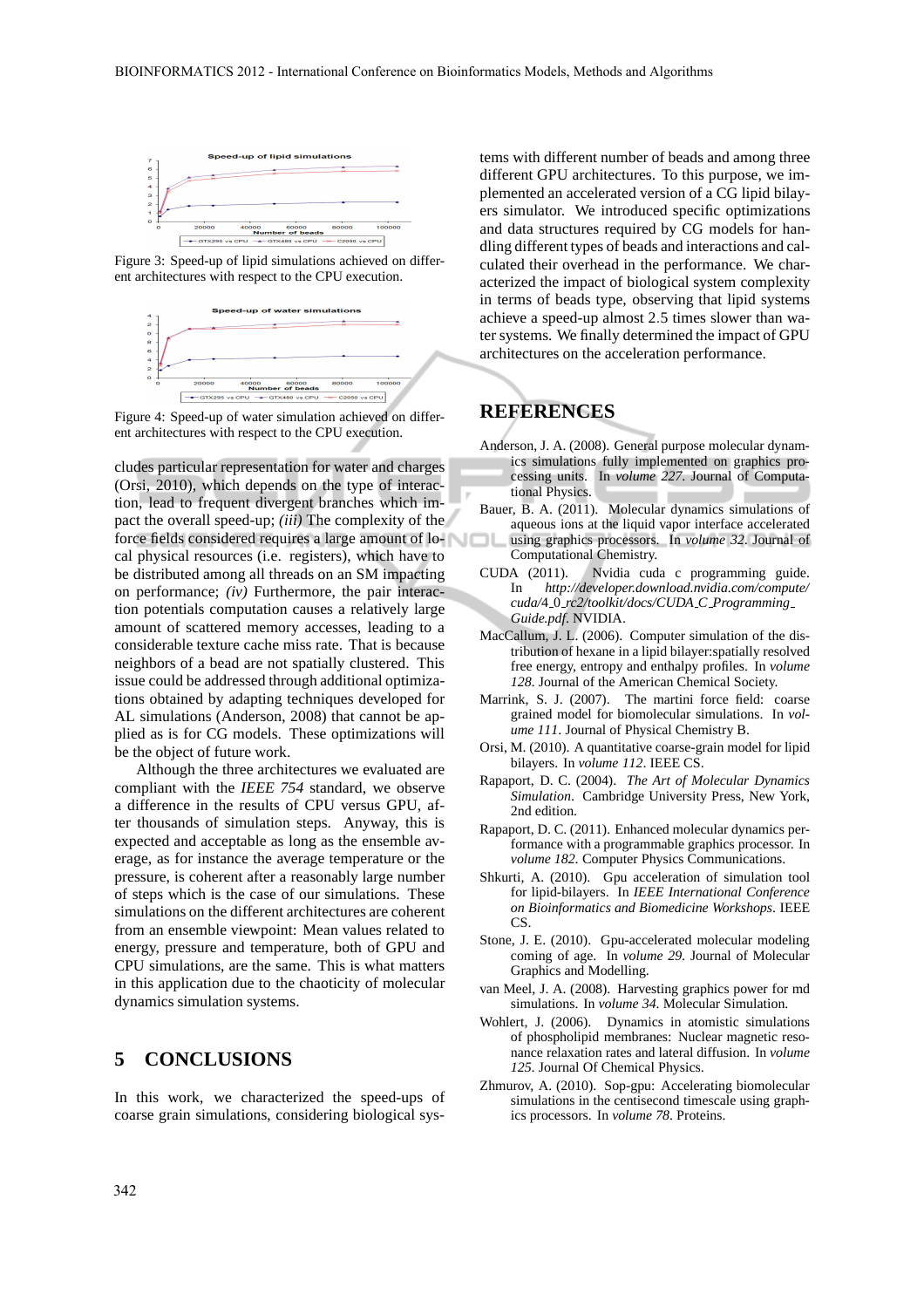Speed-up of lipid simulations

7
6
5
4
3
2
1
0

0 20000 40000 60000 80000 100000

Number of beads

GTX295 vs CPU GTX480 vs CPU C2050 vs CPU

Figure 3: Speed-up of lipid simulations achieved on different architectures with respect to the CPU execution.

Speed-up of water simulations

0 20000 40000 60000 80000 100000

Number of beads

GTX295 vs CPU GTX480 vs CPU C2050 vs CPU

Figure 4: Speed-up of water simulation achieved on different architectures with respect to the CPU execution.

cludes particular representation for water and charges (Orsi, 2010), which depends on the type of interaction, lead to frequent divergent branches which impact the overall speed-up; *(iii)* The complexity of the force fields considered requires a large amount of local physical resources (i.e. registers), which have to be distributed among all threads on an SM impacting on performance; *(iv)* Furthermore, the pair interaction potentials computation causes a relatively large amount of scattered memory accesses, leading to a considerable texture cache miss rate. That is because neighbors of a bead are not spatially clustered. This issue could be addressed through additional optimizations obtained by adapting techniques developed for AL simulations (Anderson, 2008) that cannot be applied as is for CG models. These optimizations will be the object of future work.

Although the three architectures we evaluated are compliant with the *IEEE 754* standard, we observe a difference in the results of CPU versus GPU, after thousands of simulation steps. Anyway, this is expected and acceptable as long as the ensemble average, as for instance the average temperature or the pressure, is coherent after a reasonably large number of steps which is the case of our simulations. These simulations on the different architectures are coherent from an ensemble viewpoint: Mean values related to energy, pressure and temperature, both of GPU and CPU simulations, are the same. This is what matters in this application due to the chaoticity of molecular dynamics simulation systems.

## 5 CONCLUSIONS

In this work, we characterized the speed-ups of coarse grain simulations, considering biological systems with different number of beads and among three different GPU architectures. To this purpose, we implemented an accelerated version of a CG lipid bilayers simulator. We introduced specific optimizations and data structures required by CG models for handling different types of beads and interactions and calculated their overhead in the performance. We characterized the impact of biological system complexity in terms of beads type, observing that lipid systems achieve a speed-up almost 2.5 times slower than water systems. We finally determined the impact of GPU architectures on the acceleration performance.

## REFERENCES

Anderson, J. A. (2008). General purpose molecular dynamics simulations fully implemented on graphics processing units. In *volume 227*. Journal of Computational Physics.

Bauer, B. A. (2011). Molecular dynamics simulations of aqueous ions at the liquid vapor interface accelerated using graphics processors. In *volume 32*. Journal of Computational Chemistry.

CUDA (2011). Nvidia cuda c programming guide. In *http://developer.download.nvidia.com/compute/cuda/4_0_rc2/toolkit/docs/CUDA_C_Programming_Guide.pdf*. NVIDIA.

MacCallum, J. L. (2006). Computer simulation of the distribution of hexane in a lipid bilayer:spatially resolved free energy, entropy and enthalpy profiles. In *volume 128*. Journal of the American Chemical Society.

Marrink, S. J. (2007). The martini force field: coarse grained model for biomolecular simulations. In *volume 111*. Journal of Physical Chemistry B.

Orsi, M. (2010). A quantitative coarse-grain model for lipid bilayers. In *volume 112*. IEEE CS.

Rapaport, D. C. (2004). *The Art of Molecular Dynamics Simulation*. Cambridge University Press, New York, 2nd edition.

Rapaport, D. C. (2011). Enhanced molecular dynamics performance with a programmable graphics processor. In *volume 182*. Computer Physics Communications.

Shkurti, A. (2010). Gpu acceleration of simulation tool for lipid-bilayers. In *IEEE International Conference on Bioinformatics and Biomedicine Workshops*. IEEE CS.

Stone, J. E. (2010). Gpu-accelerated molecular modeling coming of age. In *volume 29*. Journal of Molecular Graphics and Modelling.

van Meel, J. A. (2008). Harvesting graphics power for md simulations. In *volume 34*. Molecular Simulation.

Wohlert, J. (2006). Dynamics in atomistic simulations of phospholipid membranes: Nuclear magnetic resonance relaxation rates and lateral diffusion. In *volume 125*. Journal Of Chemical Physics.

Zhmurov, A. (2010). Sop-gpu: Accelerating biomolecular simulations in the centisecond timescale using graphics processors. In *volume 78*. Proteins.